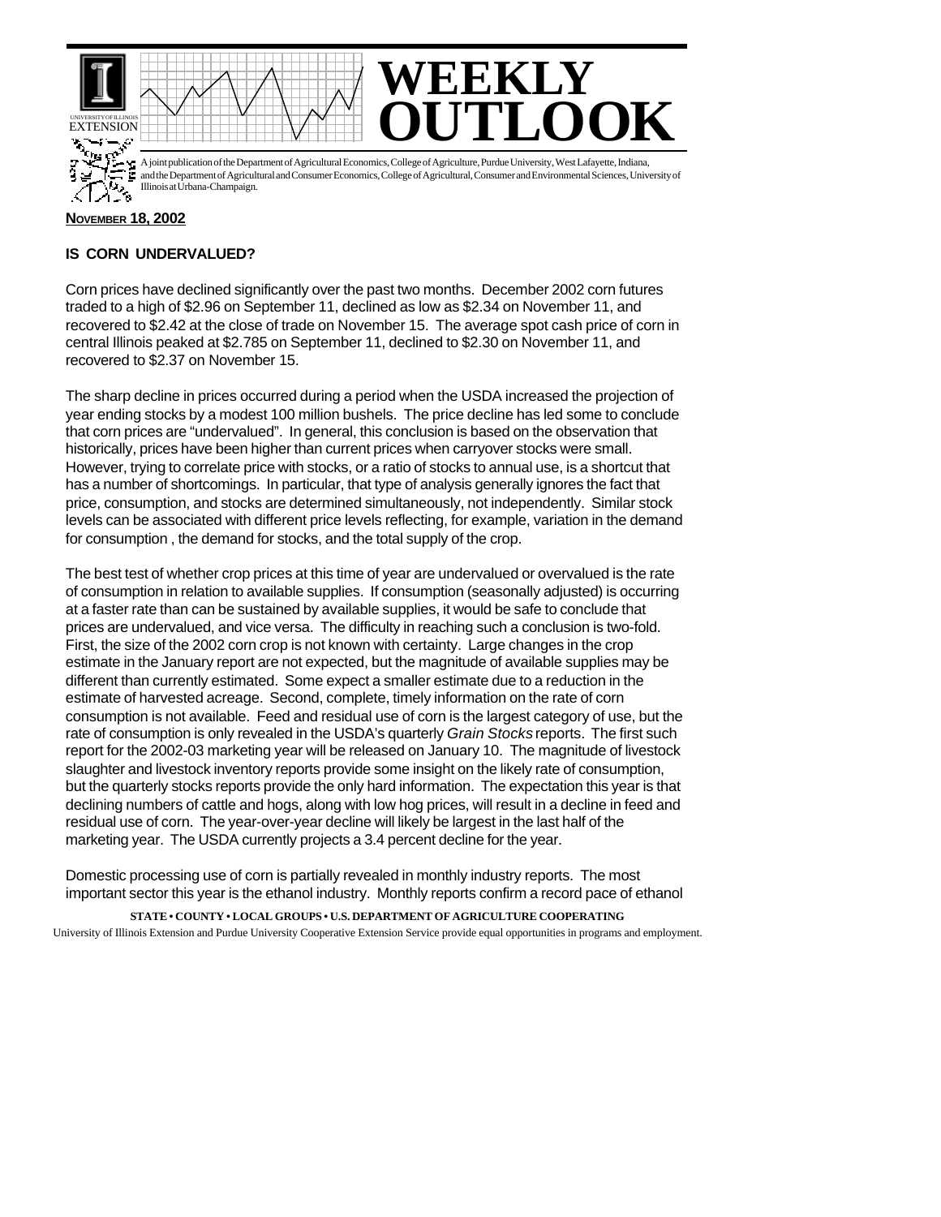# WEEKLY OUTLOOK

UNIVERSITY OF ILLINOIS EXTENSION

A joint publication of the Department of Agricultural Economics, College of Agriculture, Purdue University, West Lafayette, Indiana, and the Department of Agricultural and Consumer Economics, College of Agricultural, Consumer and Environmental Sciences, University of Illinois at Urbana-Champaign.

**NOVEMBER 18, 2002**

## IS CORN UNDERVALUED?

Corn prices have declined significantly over the past two months. December 2002 corn futures traded to a high of $2.96 on September 11, declined as low as $2.34 on November 11, and recovered to $2.42 at the close of trade on November 15. The average spot cash price of corn in central Illinois peaked at $2.785 on September 11, declined to $2.30 on November 11, and recovered to $2.37 on November 15.

The sharp decline in prices occurred during a period when the USDA increased the projection of year ending stocks by a modest 100 million bushels. The price decline has led some to conclude that corn prices are "undervalued". In general, this conclusion is based on the observation that historically, prices have been higher than current prices when carryover stocks were small. However, trying to correlate price with stocks, or a ratio of stocks to annual use, is a shortcut that has a number of shortcomings. In particular, that type of analysis generally ignores the fact that price, consumption, and stocks are determined simultaneously, not independently. Similar stock levels can be associated with different price levels reflecting, for example, variation in the demand for consumption , the demand for stocks, and the total supply of the crop.

The best test of whether crop prices at this time of year are undervalued or overvalued is the rate of consumption in relation to available supplies. If consumption (seasonally adjusted) is occurring at a faster rate than can be sustained by available supplies, it would be safe to conclude that prices are undervalued, and vice versa. The difficulty in reaching such a conclusion is two-fold. First, the size of the 2002 corn crop is not known with certainty. Large changes in the crop estimate in the January report are not expected, but the magnitude of available supplies may be different than currently estimated. Some expect a smaller estimate due to a reduction in the estimate of harvested acreage. Second, complete, timely information on the rate of corn consumption is not available. Feed and residual use of corn is the largest category of use, but the rate of consumption is only revealed in the USDA's quarterly *Grain Stocks* reports. The first such report for the 2002-03 marketing year will be released on January 10. The magnitude of livestock slaughter and livestock inventory reports provide some insight on the likely rate of consumption, but the quarterly stocks reports provide the only hard information. The expectation this year is that declining numbers of cattle and hogs, along with low hog prices, will result in a decline in feed and residual use of corn. The year-over-year decline will likely be largest in the last half of the marketing year. The USDA currently projects a 3.4 percent decline for the year.

Domestic processing use of corn is partially revealed in monthly industry reports. The most important sector this year is the ethanol industry. Monthly reports confirm a record pace of ethanol

**STATE • COUNTY • LOCAL GROUPS • U.S. DEPARTMENT OF AGRICULTURE COOPERATING**

University of Illinois Extension and Purdue University Cooperative Extension Service provide equal opportunities in programs and employment.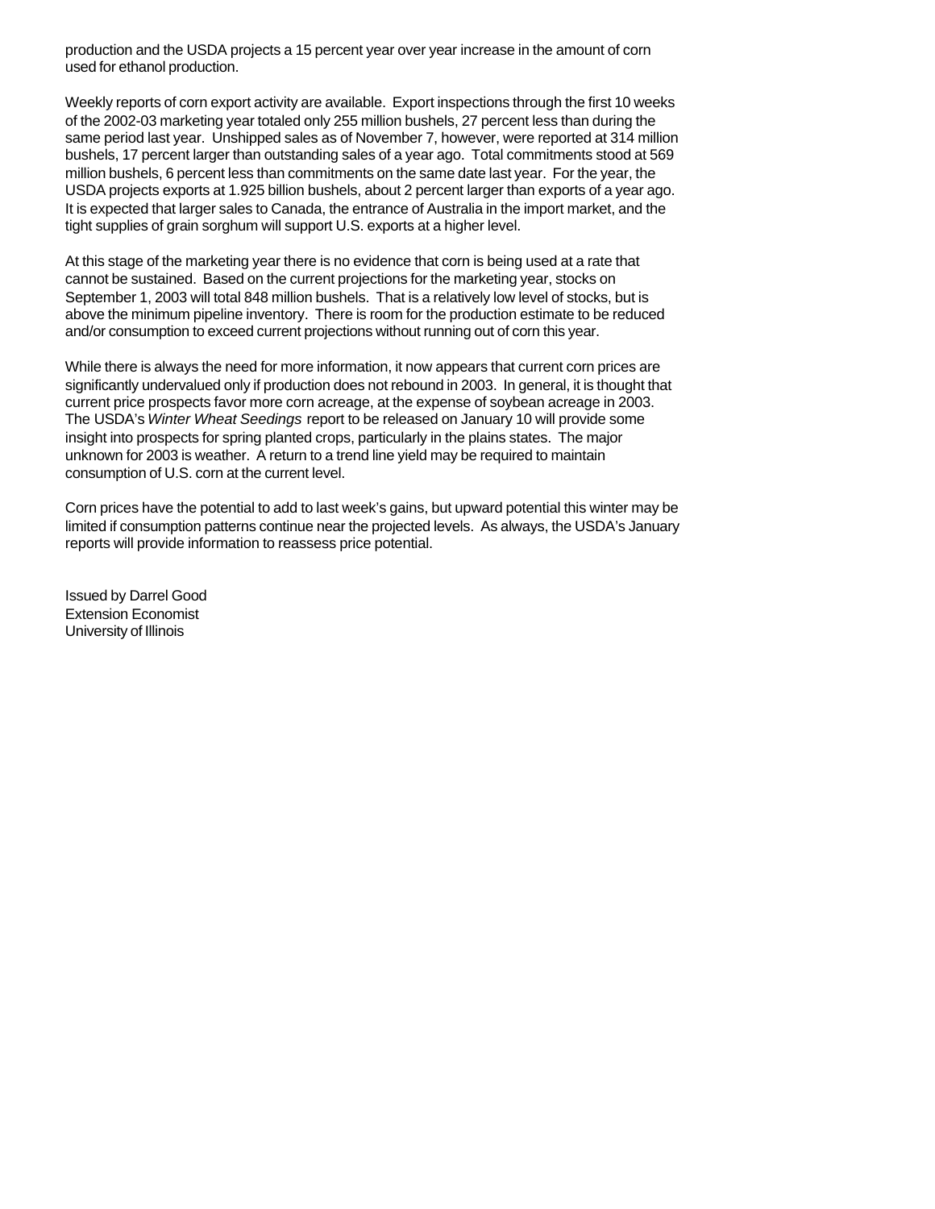production and the USDA projects a 15 percent year over year increase in the amount of corn used for ethanol production.

Weekly reports of corn export activity are available. Export inspections through the first 10 weeks of the 2002-03 marketing year totaled only 255 million bushels, 27 percent less than during the same period last year. Unshipped sales as of November 7, however, were reported at 314 million bushels, 17 percent larger than outstanding sales of a year ago. Total commitments stood at 569 million bushels, 6 percent less than commitments on the same date last year. For the year, the USDA projects exports at 1.925 billion bushels, about 2 percent larger than exports of a year ago. It is expected that larger sales to Canada, the entrance of Australia in the import market, and the tight supplies of grain sorghum will support U.S. exports at a higher level.

At this stage of the marketing year there is no evidence that corn is being used at a rate that cannot be sustained. Based on the current projections for the marketing year, stocks on September 1, 2003 will total 848 million bushels. That is a relatively low level of stocks, but is above the minimum pipeline inventory. There is room for the production estimate to be reduced and/or consumption to exceed current projections without running out of corn this year.

While there is always the need for more information, it now appears that current corn prices are significantly undervalued only if production does not rebound in 2003. In general, it is thought that current price prospects favor more corn acreage, at the expense of soybean acreage in 2003. The USDA's *Winter Wheat Seedings* report to be released on January 10 will provide some insight into prospects for spring planted crops, particularly in the plains states. The major unknown for 2003 is weather. A return to a trend line yield may be required to maintain consumption of U.S. corn at the current level.

Corn prices have the potential to add to last week's gains, but upward potential this winter may be limited if consumption patterns continue near the projected levels. As always, the USDA's January reports will provide information to reassess price potential.

Issued by Darrel Good  
Extension Economist  
University of Illinois